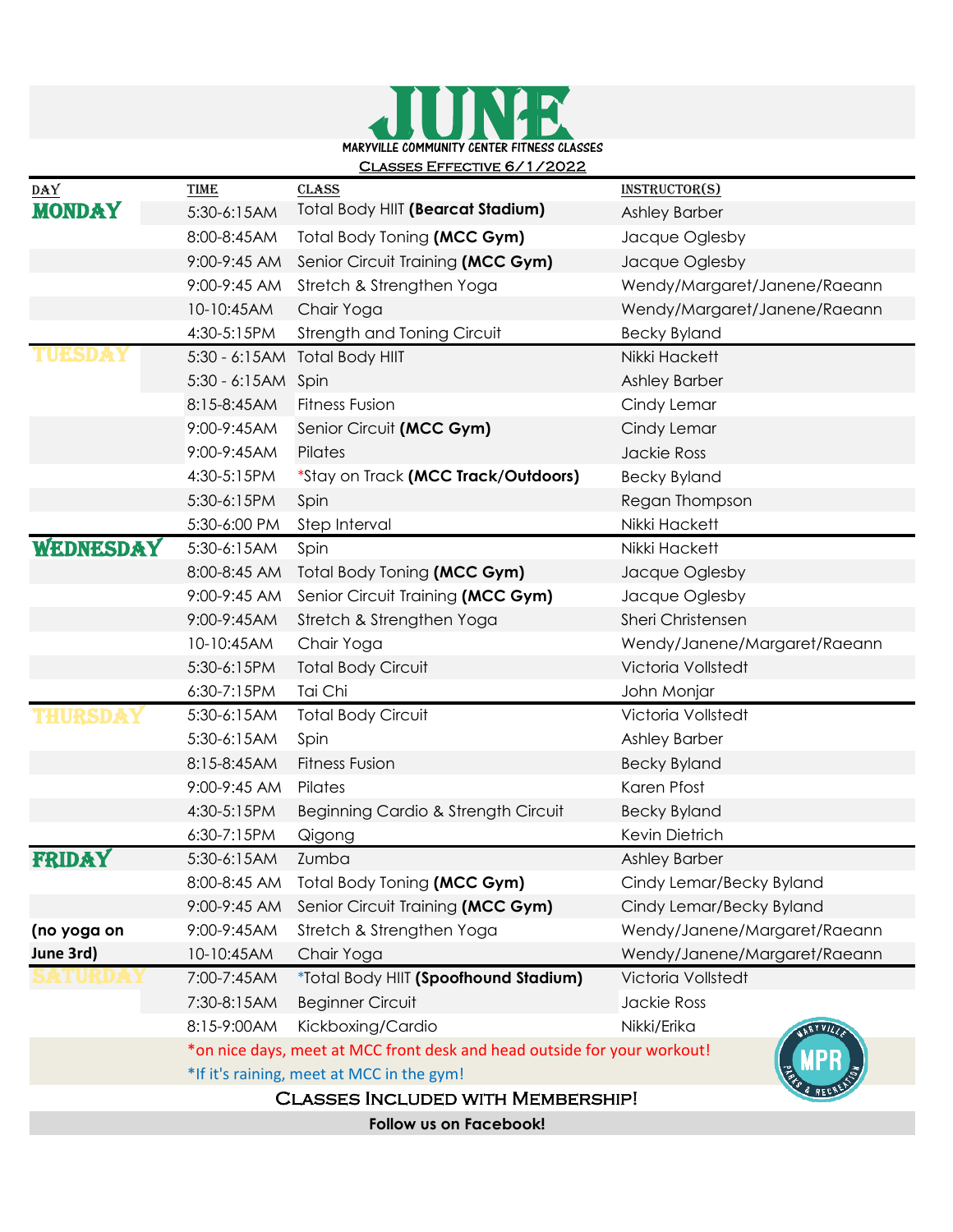# JUNE

**MARYVILLE COMMUNITY CENTER FITNESS CLASSES**

CLASSES EFFECTIVE 6/1/2022

| DAY | TIME | CLASS | INSTRUCTOR(S) |
|---|---|---|---|
| **MONDAY** | 5:30-6:15AM | Total Body HIIT **(Bearcat Stadium)** | Ashley Barber |
| | 8:00-8:45AM | Total Body Toning **(MCC Gym)** | Jacque Oglesby |
| | 9:00-9:45 AM | Senior Circuit Training **(MCC Gym)** | Jacque Oglesby |
| | 9:00-9:45 AM | Stretch & Strengthen Yoga | Wendy/Margaret/Janene/Raeann |
| | 10-10:45AM | Chair Yoga | Wendy/Margaret/Janene/Raeann |
| | 4:30-5:15PM | Strength and Toning Circuit | Becky Byland |
| **TUESDAY** | 5:30 - 6:15AM | Total Body HIIT | Nikki Hackett |
| | 5:30 - 6:15AM | Spin | Ashley Barber |
| | 8:15-8:45AM | Fitness Fusion | Cindy Lemar |
| | 9:00-9:45AM | Senior Circuit **(MCC Gym)** | Cindy Lemar |
| | 9:00-9:45AM | Pilates | Jackie Ross |
| | 4:30-5:15PM | *Stay on Track **(MCC Track/Outdoors)** | Becky Byland |
| | 5:30-6:15PM | Spin | Regan Thompson |
| | 5:30-6:00 PM | Step Interval | Nikki Hackett |
| **WEDNESDAY** | 5:30-6:15AM | Spin | Nikki Hackett |
| | 8:00-8:45 AM | Total Body Toning **(MCC Gym)** | Jacque Oglesby |
| | 9:00-9:45 AM | Senior Circuit Training **(MCC Gym)** | Jacque Oglesby |
| | 9:00-9:45AM | Stretch & Strengthen Yoga | Sheri Christensen |
| | 10-10:45AM | Chair Yoga | Wendy/Janene/Margaret/Raeann |
| | 5:30-6:15PM | Total Body Circuit | Victoria Vollstedt |
| | 6:30-7:15PM | Tai Chi | John Monjar |
| **THURSDAY** | 5:30-6:15AM | Total Body Circuit | Victoria Vollstedt |
| | 5:30-6:15AM | Spin | Ashley Barber |
| | 8:15-8:45AM | Fitness Fusion | Becky Byland |
| | 9:00-9:45 AM | Pilates | Karen Pfost |
| | 4:30-5:15PM | Beginning Cardio & Strength Circuit | Becky Byland |
| | 6:30-7:15PM | Qigong | Kevin Dietrich |
| **FRIDAY** | 5:30-6:15AM | Zumba | Ashley Barber |
| | 8:00-8:45 AM | Total Body Toning **(MCC Gym)** | Cindy Lemar/Becky Byland |
| | 9:00-9:45 AM | Senior Circuit Training **(MCC Gym)** | Cindy Lemar/Becky Byland |
| **(no yoga on** | 9:00-9:45AM | Stretch & Strengthen Yoga | Wendy/Janene/Margaret/Raeann |
| **June 3rd)** | 10-10:45AM | Chair Yoga | Wendy/Janene/Margaret/Raeann |
| **SATURDAY** | 7:00-7:45AM | *Total Body HIIT **(Spoofhound Stadium)** | Victoria Vollstedt |
| | 7:30-8:15AM | Beginner Circuit | Jackie Ross |
| | 8:15-9:00AM | Kickboxing/Cardio | Nikki/Erika |

*on nice days, meet at MCC front desk and head outside for your workout!

*If it's raining, meet at MCC in the gym!

CLASSES INCLUDED WITH MEMBERSHIP!

**Follow us on Facebook!**